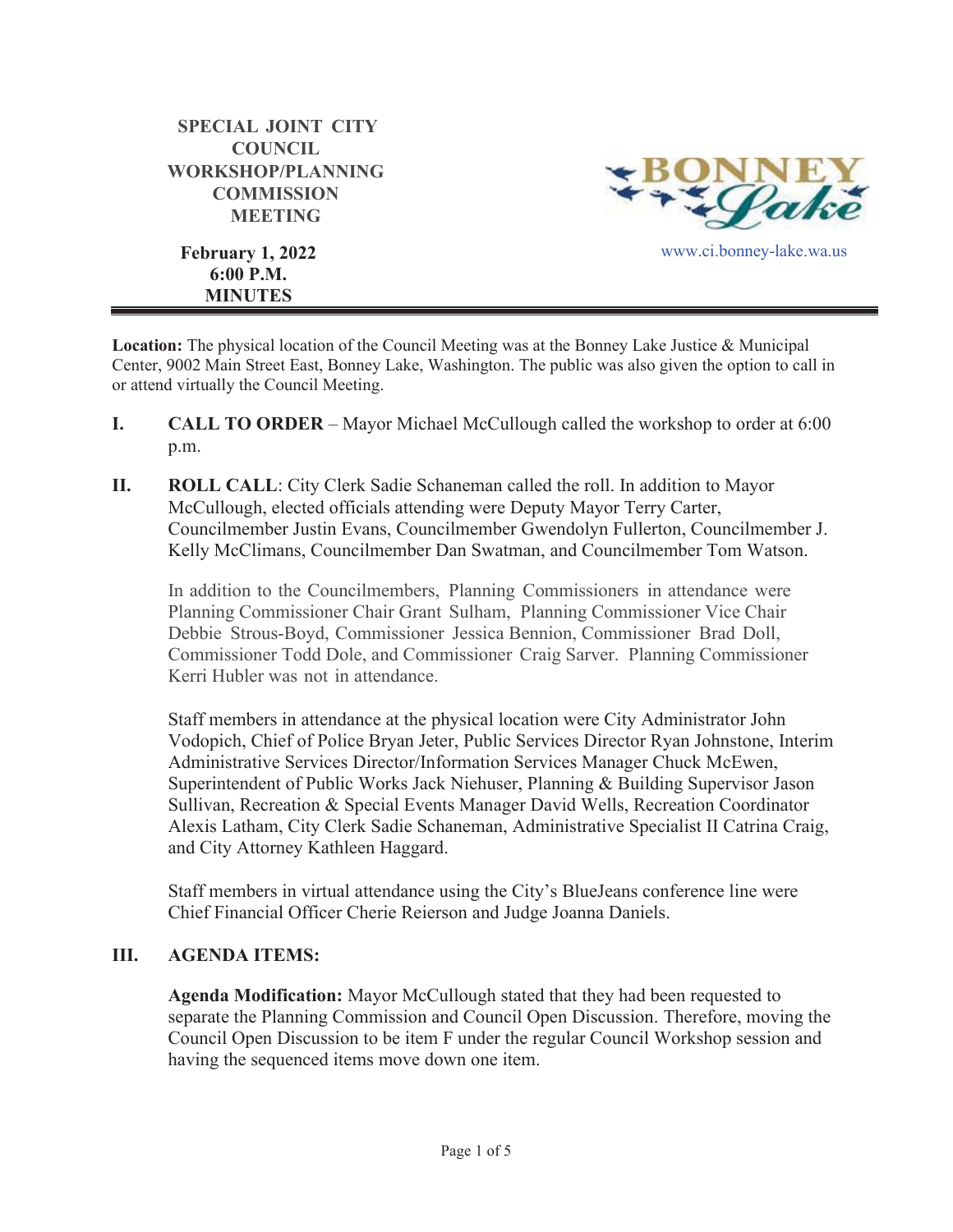# SPECIAL JOINT CITY COUNCIL WORKSHOP/PLANNING COMMISSION MEETING

**February 1, 2022**
**6:00 P.M.**
**MINUTES**

BONNEY Lake

www.ci.bonney-lake.wa.us

---

**Location:** The physical location of the Council Meeting was at the Bonney Lake Justice & Municipal Center, 9002 Main Street East, Bonney Lake, Washington. The public was also given the option to call in or attend virtually the Council Meeting.

**I. CALL TO ORDER** – Mayor Michael McCullough called the workshop to order at 6:00 p.m.

**II. ROLL CALL**: City Clerk Sadie Schaneman called the roll. In addition to Mayor McCullough, elected officials attending were Deputy Mayor Terry Carter, Councilmember Justin Evans, Councilmember Gwendolyn Fullerton, Councilmember J. Kelly McClimans, Councilmember Dan Swatman, and Councilmember Tom Watson.

In addition to the Councilmembers, Planning Commissioners in attendance were Planning Commissioner Chair Grant Sulham, Planning Commissioner Vice Chair Debbie Strous-Boyd, Commissioner Jessica Bennion, Commissioner Brad Doll, Commissioner Todd Dole, and Commissioner Craig Sarver. Planning Commissioner Kerri Hubler was not in attendance.

Staff members in attendance at the physical location were City Administrator John Vodopich, Chief of Police Bryan Jeter, Public Services Director Ryan Johnstone, Interim Administrative Services Director/Information Services Manager Chuck McEwen, Superintendent of Public Works Jack Niehuser, Planning & Building Supervisor Jason Sullivan, Recreation & Special Events Manager David Wells, Recreation Coordinator Alexis Latham, City Clerk Sadie Schaneman, Administrative Specialist II Catrina Craig, and City Attorney Kathleen Haggard.

Staff members in virtual attendance using the City's BlueJeans conference line were Chief Financial Officer Cherie Reierson and Judge Joanna Daniels.

**III. AGENDA ITEMS:**

**Agenda Modification:** Mayor McCullough stated that they had been requested to separate the Planning Commission and Council Open Discussion. Therefore, moving the Council Open Discussion to be item F under the regular Council Workshop session and having the sequenced items move down one item.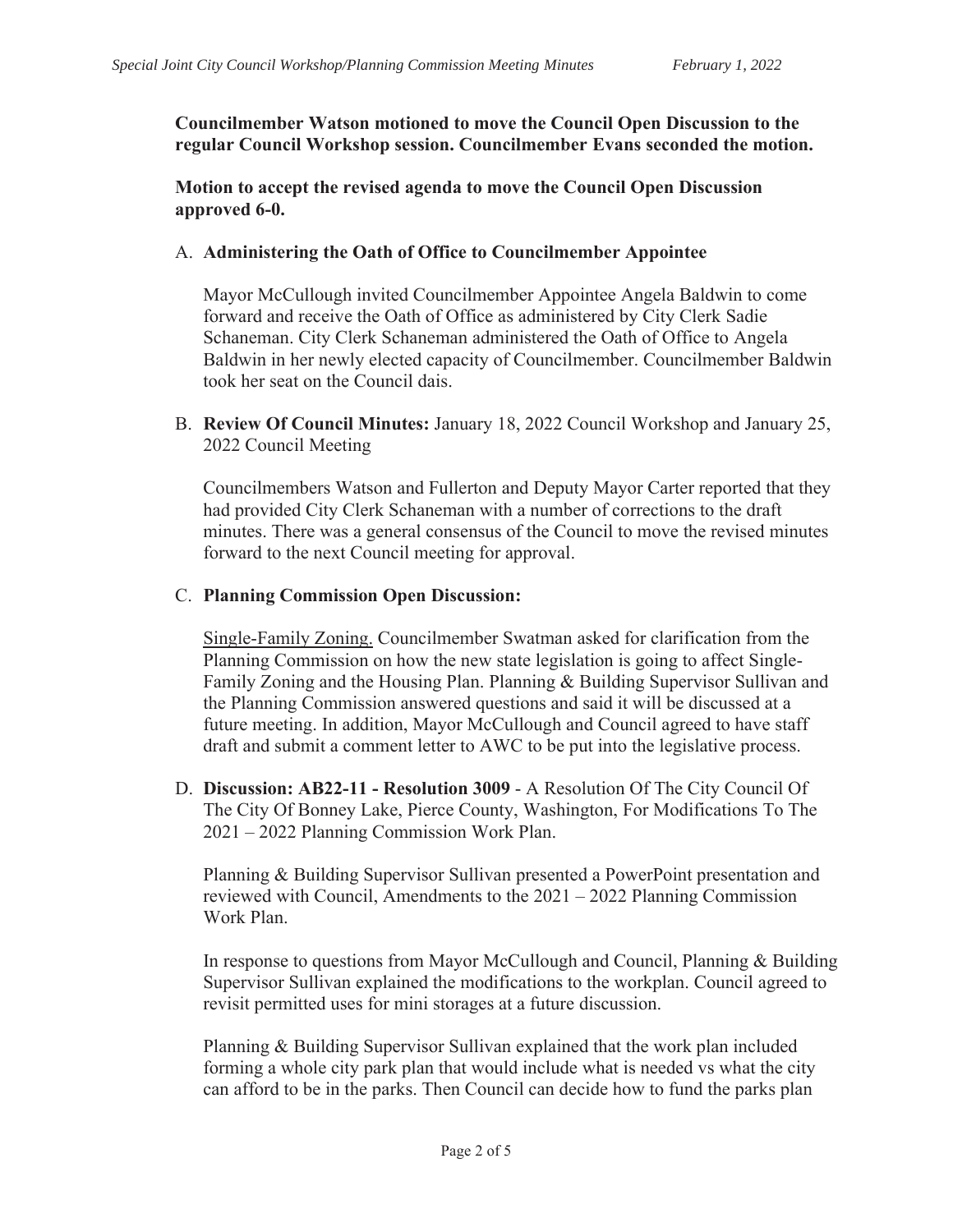**Councilmember Watson motioned to move the Council Open Discussion to the regular Council Workshop session. Councilmember Evans seconded the motion.**

**Motion to accept the revised agenda to move the Council Open Discussion approved 6-0.**

A. **Administering the Oath of Office to Councilmember Appointee**

   Mayor McCullough invited Councilmember Appointee Angela Baldwin to come forward and receive the Oath of Office as administered by City Clerk Sadie Schaneman. City Clerk Schaneman administered the Oath of Office to Angela Baldwin in her newly elected capacity of Councilmember. Councilmember Baldwin took her seat on the Council dais.

B. **Review Of Council Minutes:** January 18, 2022 Council Workshop and January 25, 2022 Council Meeting

   Councilmembers Watson and Fullerton and Deputy Mayor Carter reported that they had provided City Clerk Schaneman with a number of corrections to the draft minutes. There was a general consensus of the Council to move the revised minutes forward to the next Council meeting for approval.

C. **Planning Commission Open Discussion:**

   Single-Family Zoning. Councilmember Swatman asked for clarification from the Planning Commission on how the new state legislation is going to affect Single-Family Zoning and the Housing Plan. Planning & Building Supervisor Sullivan and the Planning Commission answered questions and said it will be discussed at a future meeting. In addition, Mayor McCullough and Council agreed to have staff draft and submit a comment letter to AWC to be put into the legislative process.

D. **Discussion: AB22-11 - Resolution 3009** - A Resolution Of The City Council Of The City Of Bonney Lake, Pierce County, Washington, For Modifications To The 2021 – 2022 Planning Commission Work Plan.

   Planning & Building Supervisor Sullivan presented a PowerPoint presentation and reviewed with Council, Amendments to the 2021 – 2022 Planning Commission Work Plan.

   In response to questions from Mayor McCullough and Council, Planning & Building Supervisor Sullivan explained the modifications to the workplan. Council agreed to revisit permitted uses for mini storages at a future discussion.

   Planning & Building Supervisor Sullivan explained that the work plan included forming a whole city park plan that would include what is needed vs what the city can afford to be in the parks. Then Council can decide how to fund the parks plan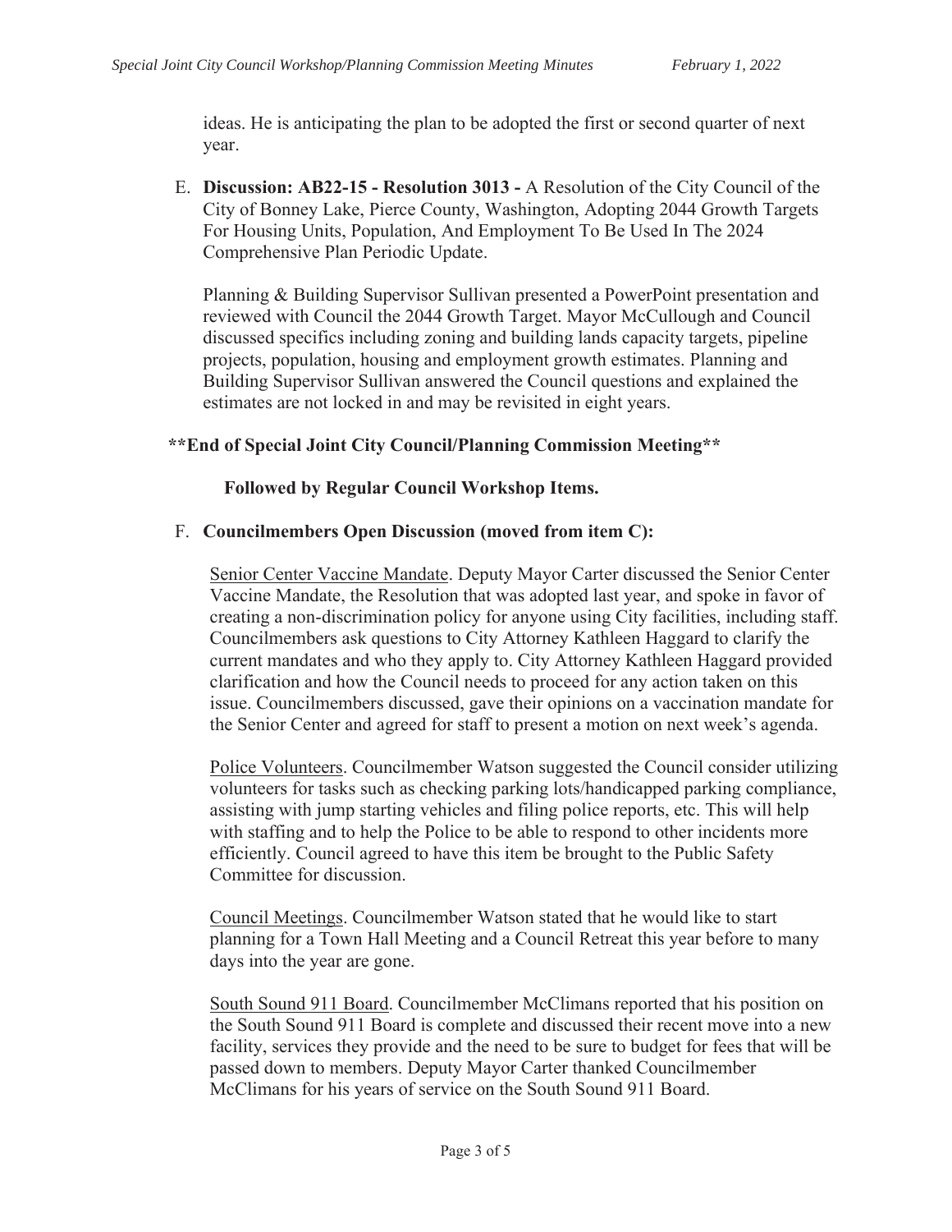ideas. He is anticipating the plan to be adopted the first or second quarter of next year.

E. **Discussion: AB22-15 - Resolution 3013 -** A Resolution of the City Council of the City of Bonney Lake, Pierce County, Washington, Adopting 2044 Growth Targets For Housing Units, Population, And Employment To Be Used In The 2024 Comprehensive Plan Periodic Update.

   Planning & Building Supervisor Sullivan presented a PowerPoint presentation and reviewed with Council the 2044 Growth Target. Mayor McCullough and Council discussed specifics including zoning and building lands capacity targets, pipeline projects, population, housing and employment growth estimates. Planning and Building Supervisor Sullivan answered the Council questions and explained the estimates are not locked in and may be revisited in eight years.

**\*\*End of Special Joint City Council/Planning Commission Meeting\*\***

**Followed by Regular Council Workshop Items.**

F. **Councilmembers Open Discussion (moved from item C):**

   <u>Senior Center Vaccine Mandate</u>. Deputy Mayor Carter discussed the Senior Center Vaccine Mandate, the Resolution that was adopted last year, and spoke in favor of creating a non-discrimination policy for anyone using City facilities, including staff. Councilmembers ask questions to City Attorney Kathleen Haggard to clarify the current mandates and who they apply to. City Attorney Kathleen Haggard provided clarification and how the Council needs to proceed for any action taken on this issue. Councilmembers discussed, gave their opinions on a vaccination mandate for the Senior Center and agreed for staff to present a motion on next week's agenda.

   <u>Police Volunteers</u>. Councilmember Watson suggested the Council consider utilizing volunteers for tasks such as checking parking lots/handicapped parking compliance, assisting with jump starting vehicles and filing police reports, etc. This will help with staffing and to help the Police to be able to respond to other incidents more efficiently. Council agreed to have this item be brought to the Public Safety Committee for discussion.

   <u>Council Meetings</u>. Councilmember Watson stated that he would like to start planning for a Town Hall Meeting and a Council Retreat this year before to many days into the year are gone.

   <u>South Sound 911 Board</u>. Councilmember McClimans reported that his position on the South Sound 911 Board is complete and discussed their recent move into a new facility, services they provide and the need to be sure to budget for fees that will be passed down to members. Deputy Mayor Carter thanked Councilmember McClimans for his years of service on the South Sound 911 Board.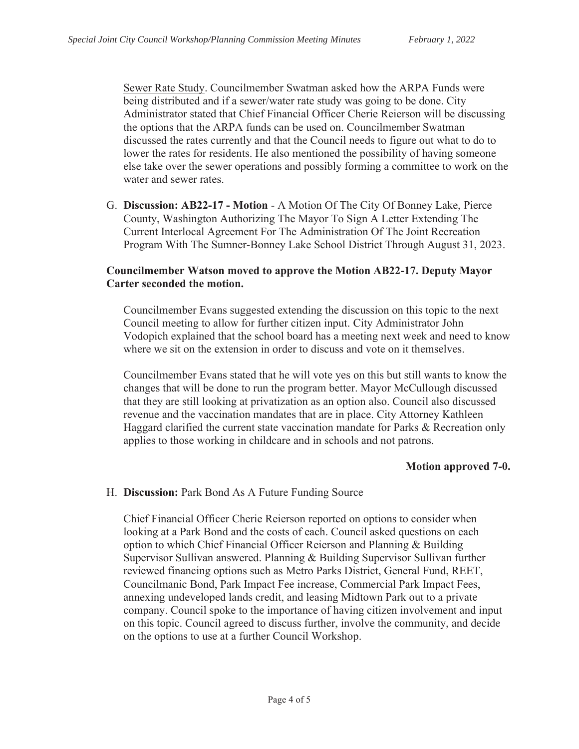Sewer Rate Study. Councilmember Swatman asked how the ARPA Funds were being distributed and if a sewer/water rate study was going to be done. City Administrator stated that Chief Financial Officer Cherie Reierson will be discussing the options that the ARPA funds can be used on. Councilmember Swatman discussed the rates currently and that the Council needs to figure out what to do to lower the rates for residents. He also mentioned the possibility of having someone else take over the sewer operations and possibly forming a committee to work on the water and sewer rates.

G. **Discussion: AB22-17 - Motion** - A Motion Of The City Of Bonney Lake, Pierce County, Washington Authorizing The Mayor To Sign A Letter Extending The Current Interlocal Agreement For The Administration Of The Joint Recreation Program With The Sumner-Bonney Lake School District Through August 31, 2023.

**Councilmember Watson moved to approve the Motion AB22-17. Deputy Mayor Carter seconded the motion.**

Councilmember Evans suggested extending the discussion on this topic to the next Council meeting to allow for further citizen input. City Administrator John Vodopich explained that the school board has a meeting next week and need to know where we sit on the extension in order to discuss and vote on it themselves.

Councilmember Evans stated that he will vote yes on this but still wants to know the changes that will be done to run the program better. Mayor McCullough discussed that they are still looking at privatization as an option also. Council also discussed revenue and the vaccination mandates that are in place. City Attorney Kathleen Haggard clarified the current state vaccination mandate for Parks & Recreation only applies to those working in childcare and in schools and not patrons.

**Motion approved 7-0.**

H. **Discussion:** Park Bond As A Future Funding Source

Chief Financial Officer Cherie Reierson reported on options to consider when looking at a Park Bond and the costs of each. Council asked questions on each option to which Chief Financial Officer Reierson and Planning & Building Supervisor Sullivan answered. Planning & Building Supervisor Sullivan further reviewed financing options such as Metro Parks District, General Fund, REET, Councilmanic Bond, Park Impact Fee increase, Commercial Park Impact Fees, annexing undeveloped lands credit, and leasing Midtown Park out to a private company. Council spoke to the importance of having citizen involvement and input on this topic. Council agreed to discuss further, involve the community, and decide on the options to use at a further Council Workshop.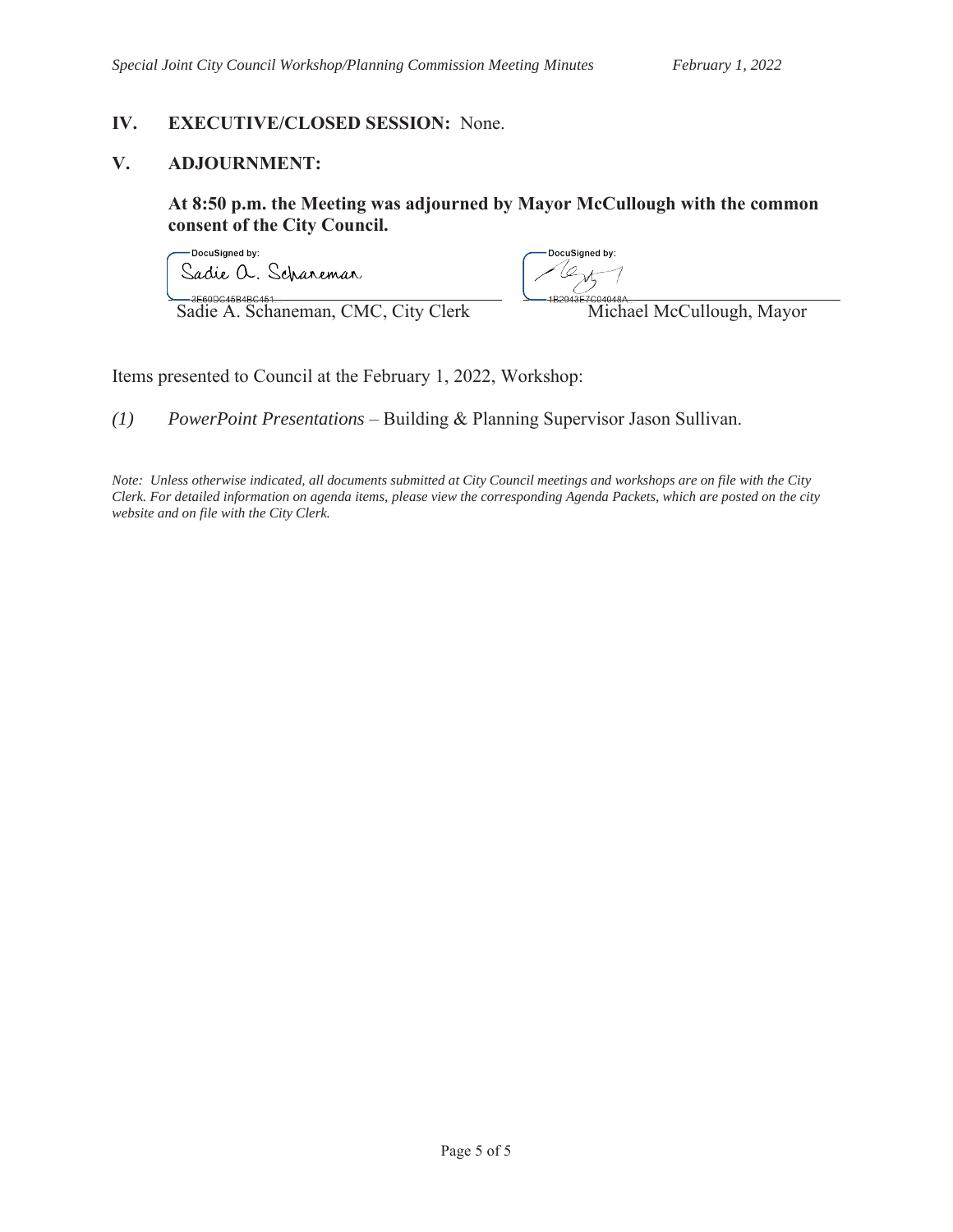## IV. EXECUTIVE/CLOSED SESSION: None.

## V. ADJOURNMENT:

**At 8:50 p.m. the Meeting was adjourned by Mayor McCullough with the common consent of the City Council.**

DocuSigned by:
Sadie A. Schaneman
3E60DC45B4BC451...

Sadie A. Schaneman, CMC, City Clerk

DocuSigned by:
1B2943E7C84048A...

Michael McCullough, Mayor

Items presented to Council at the February 1, 2022, Workshop:

*(1)* *PowerPoint Presentations* – Building & Planning Supervisor Jason Sullivan.

*Note: Unless otherwise indicated, all documents submitted at City Council meetings and workshops are on file with the City Clerk. For detailed information on agenda items, please view the corresponding Agenda Packets, which are posted on the city website and on file with the City Clerk.*